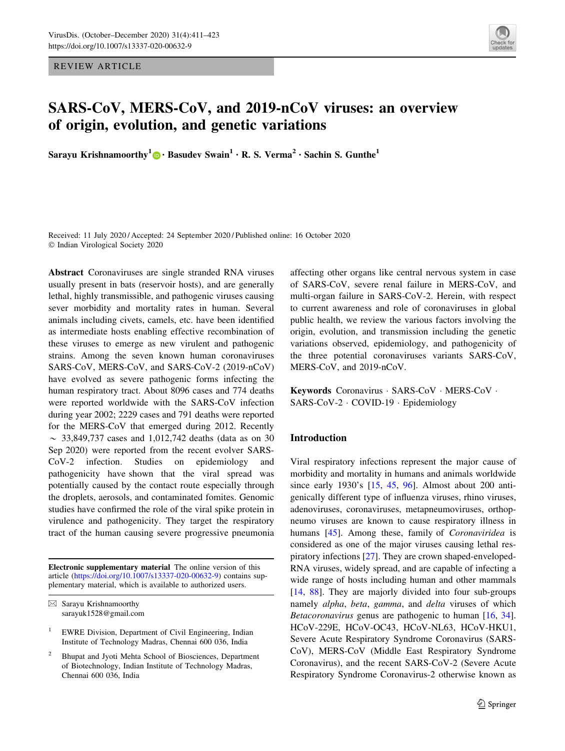REVIEW ARTICLE

# SARS-CoV, MERS-CoV, and 2019-nCoV viruses: an overview of origin, evolution, and genetic variations

**Sarayu Krishnamoorthy[1] · Basudev Swain[1] · R. S. Verma[2] · Sachin S. Gunthe[1]**

Received: 11 July 2020 / Accepted: 24 September 2020 / Published online: 16 October 2020
© Indian Virological Society 2020

**Abstract** Coronaviruses are single stranded RNA viruses usually present in bats (reservoir hosts), and are generally lethal, highly transmissible, and pathogenic viruses causing sever morbidity and mortality rates in human. Several animals including civets, camels, etc. have been identified as intermediate hosts enabling effective recombination of these viruses to emerge as new virulent and pathogenic strains. Among the seven known human coronaviruses SARS-CoV, MERS-CoV, and SARS-CoV-2 (2019-nCoV) have evolved as severe pathogenic forms infecting the human respiratory tract. About 8096 cases and 774 deaths were reported worldwide with the SARS-CoV infection during year 2002; 2229 cases and 791 deaths were reported for the MERS-CoV that emerged during 2012. Recently ~ 33,849,737 cases and 1,012,742 deaths (data as on 30 Sep 2020) were reported from the recent evolver SARS-CoV-2 infection. Studies on epidemiology and pathogenicity have shown that the viral spread was potentially caused by the contact route especially through the droplets, aerosols, and contaminated fomites. Genomic studies have confirmed the role of the viral spike protein in virulence and pathogenicity. They target the respiratory tract of the human causing severe progressive pneumonia affecting other organs like central nervous system in case of SARS-CoV, severe renal failure in MERS-CoV, and multi-organ failure in SARS-CoV-2. Herein, with respect to current awareness and role of coronaviruses in global public health, we review the various factors involving the origin, evolution, and transmission including the genetic variations observed, epidemiology, and pathogenicity of the three potential coronaviruses variants SARS-CoV, MERS-CoV, and 2019-nCoV.

**Keywords** Coronavirus · SARS-CoV · MERS-CoV · SARS-CoV-2 · COVID-19 · Epidemiology

**Electronic supplementary material** The online version of this article (https://doi.org/10.1007/s13337-020-00632-9) contains supplementary material, which is available to authorized users.

✉ Sarayu Krishnamoorthy
sarayuk1528@gmail.com

[1] EWRE Division, Department of Civil Engineering, Indian Institute of Technology Madras, Chennai 600 036, India

[2] Bhupat and Jyoti Mehta School of Biosciences, Department of Biotechnology, Indian Institute of Technology Madras, Chennai 600 036, India

## Introduction

Viral respiratory infections represent the major cause of morbidity and mortality in humans and animals worldwide since early 1930's [15, 45, 96]. Almost about 200 antigenically different type of influenza viruses, rhino viruses, adenoviruses, coronaviruses, metapneumoviruses, orthopneumo viruses are known to cause respiratory illness in humans [45]. Among these, family of *Coronaviridea* is considered as one of the major viruses causing lethal respiratory infections [27]. They are crown shaped-enveloped-RNA viruses, widely spread, and are capable of infecting a wide range of hosts including human and other mammals [14, 88]. They are majorly divided into four sub-groups namely *alpha*, *beta*, *gamma*, and *delta* viruses of which *Betacoronavirus* genus are pathogenic to human [16, 34]. HCoV-229E, HCoV-OC43, HCoV-NL63, HCoV-HKU1, Severe Acute Respiratory Syndrome Coronavirus (SARS-CoV), MERS-CoV (Middle East Respiratory Syndrome Coronavirus), and the recent SARS-CoV-2 (Severe Acute Respiratory Syndrome Coronavirus-2 otherwise known as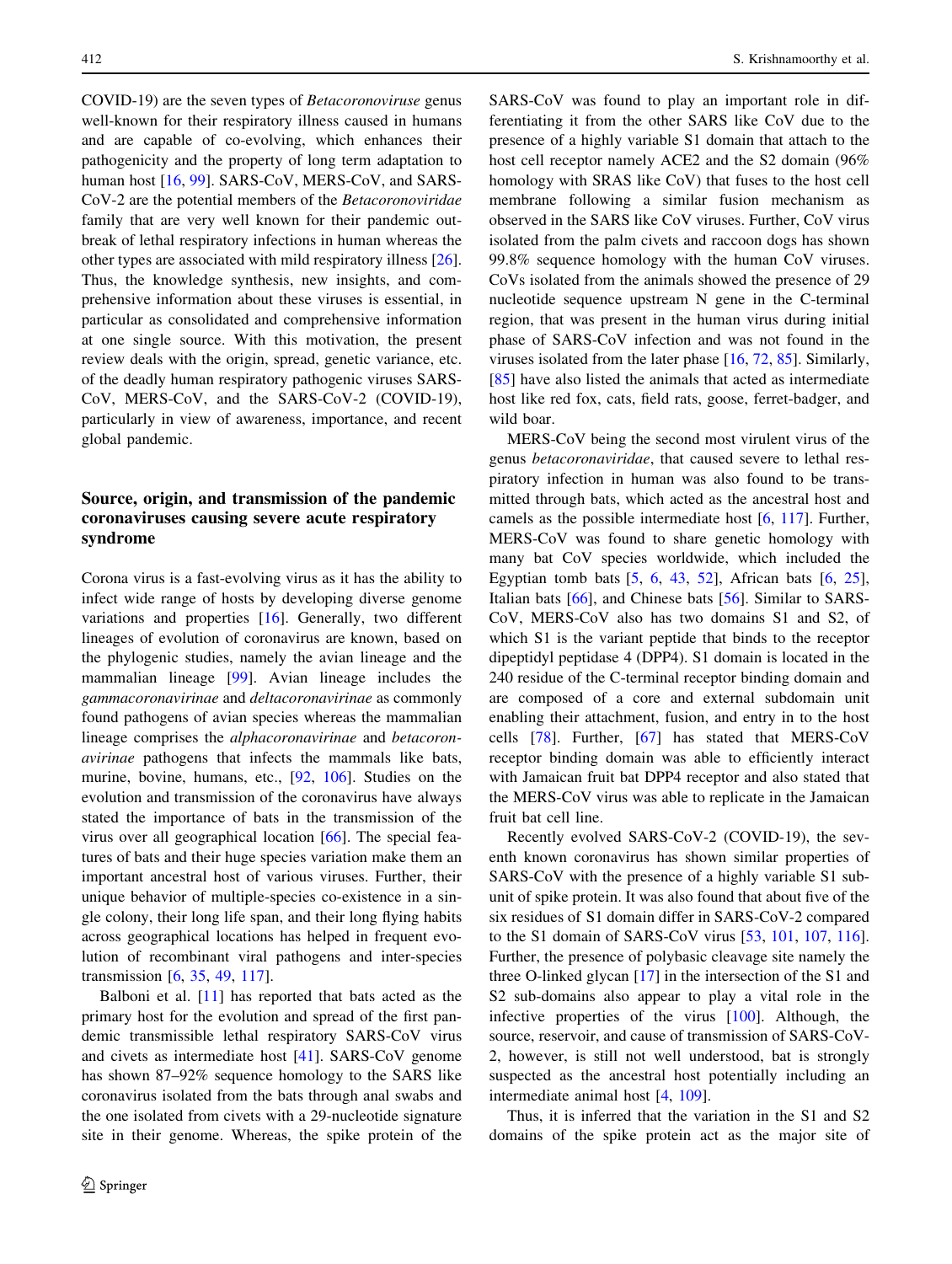COVID-19) are the seven types of *Betacoronoviruse* genus well-known for their respiratory illness caused in humans and are capable of co-evolving, which enhances their pathogenicity and the property of long term adaptation to human host [16, 99]. SARS-CoV, MERS-CoV, and SARS-CoV-2 are the potential members of the *Betacoronoviridae* family that are very well known for their pandemic outbreak of lethal respiratory infections in human whereas the other types are associated with mild respiratory illness [26]. Thus, the knowledge synthesis, new insights, and comprehensive information about these viruses is essential, in particular as consolidated and comprehensive information at one single source. With this motivation, the present review deals with the origin, spread, genetic variance, etc. of the deadly human respiratory pathogenic viruses SARS-CoV, MERS-CoV, and the SARS-CoV-2 (COVID-19), particularly in view of awareness, importance, and recent global pandemic.

## Source, origin, and transmission of the pandemic coronaviruses causing severe acute respiratory syndrome

Corona virus is a fast-evolving virus as it has the ability to infect wide range of hosts by developing diverse genome variations and properties [16]. Generally, two different lineages of evolution of coronavirus are known, based on the phylogenic studies, namely the avian lineage and the mammalian lineage [99]. Avian lineage includes the *gammacoronavirinae* and *deltacoronavirinae* as commonly found pathogens of avian species whereas the mammalian lineage comprises the *alphacoronavirinae* and *betacoronavirinae* pathogens that infects the mammals like bats, murine, bovine, humans, etc., [92, 106]. Studies on the evolution and transmission of the coronavirus have always stated the importance of bats in the transmission of the virus over all geographical location [66]. The special features of bats and their huge species variation make them an important ancestral host of various viruses. Further, their unique behavior of multiple-species co-existence in a single colony, their long life span, and their long flying habits across geographical locations has helped in frequent evolution of recombinant viral pathogens and inter-species transmission [6, 35, 49, 117].

Balboni et al. [11] has reported that bats acted as the primary host for the evolution and spread of the first pandemic transmissible lethal respiratory SARS-CoV virus and civets as intermediate host [41]. SARS-CoV genome has shown 87–92% sequence homology to the SARS like coronavirus isolated from the bats through anal swabs and the one isolated from civets with a 29-nucleotide signature site in their genome. Whereas, the spike protein of the SARS-CoV was found to play an important role in differentiating it from the other SARS like CoV due to the presence of a highly variable S1 domain that attach to the host cell receptor namely ACE2 and the S2 domain (96% homology with SRAS like CoV) that fuses to the host cell membrane following a similar fusion mechanism as observed in the SARS like CoV viruses. Further, CoV virus isolated from the palm civets and raccoon dogs has shown 99.8% sequence homology with the human CoV viruses. CoVs isolated from the animals showed the presence of 29 nucleotide sequence upstream N gene in the C-terminal region, that was present in the human virus during initial phase of SARS-CoV infection and was not found in the viruses isolated from the later phase [16, 72, 85]. Similarly, [85] have also listed the animals that acted as intermediate host like red fox, cats, field rats, goose, ferret-badger, and wild boar.

MERS-CoV being the second most virulent virus of the genus *betacoronaviridae*, that caused severe to lethal respiratory infection in human was also found to be transmitted through bats, which acted as the ancestral host and camels as the possible intermediate host [6, 117]. Further, MERS-CoV was found to share genetic homology with many bat CoV species worldwide, which included the Egyptian tomb bats [5, 6, 43, 52], African bats [6, 25], Italian bats [66], and Chinese bats [56]. Similar to SARS-CoV, MERS-CoV also has two domains S1 and S2, of which S1 is the variant peptide that binds to the receptor dipeptidyl peptidase 4 (DPP4). S1 domain is located in the 240 residue of the C-terminal receptor binding domain and are composed of a core and external subdomain unit enabling their attachment, fusion, and entry in to the host cells [78]. Further, [67] has stated that MERS-CoV receptor binding domain was able to efficiently interact with Jamaican fruit bat DPP4 receptor and also stated that the MERS-CoV virus was able to replicate in the Jamaican fruit bat cell line.

Recently evolved SARS-CoV-2 (COVID-19), the seventh known coronavirus has shown similar properties of SARS-CoV with the presence of a highly variable S1 subunit of spike protein. It was also found that about five of the six residues of S1 domain differ in SARS-CoV-2 compared to the S1 domain of SARS-CoV virus [53, 101, 107, 116]. Further, the presence of polybasic cleavage site namely the three O-linked glycan [17] in the intersection of the S1 and S2 sub-domains also appear to play a vital role in the infective properties of the virus [100]. Although, the source, reservoir, and cause of transmission of SARS-CoV-2, however, is still not well understood, bat is strongly suspected as the ancestral host potentially including an intermediate animal host [4, 109].

Thus, it is inferred that the variation in the S1 and S2 domains of the spike protein act as the major site of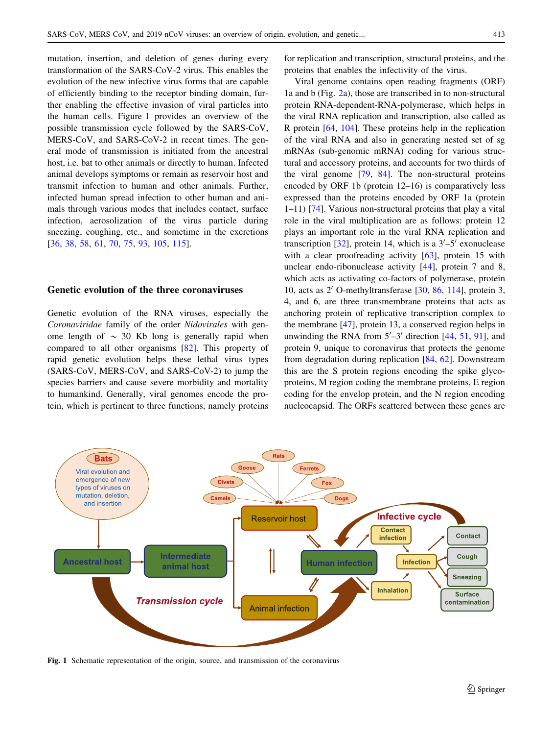mutation, insertion, and deletion of genes during every transformation of the SARS-CoV-2 virus. This enables the evolution of the new infective virus forms that are capable of efficiently binding to the receptor binding domain, further enabling the effective invasion of viral particles into the human cells. Figure 1 provides an overview of the possible transmission cycle followed by the SARS-CoV, MERS-CoV, and SARS-CoV-2 in recent times. The general mode of transmission is initiated from the ancestral host, i.e. bat to other animals or directly to human. Infected animal develops symptoms or remain as reservoir host and transmit infection to human and other animals. Further, infected human spread infection to other human and animals through various modes that includes contact, surface infection, aerosolization of the virus particle during sneezing, coughing, etc., and sometime in the excretions [36, 38, 58, 61, 70, 75, 93, 105, 115].

## Genetic evolution of the three coronaviruses

Genetic evolution of the RNA viruses, especially the *Coronaviridae* family of the order *Nidovirales* with genome length of ~ 30 Kb long is generally rapid when compared to all other organisms [82]. This property of rapid genetic evolution helps these lethal virus types (SARS-CoV, MERS-CoV, and SARS-CoV-2) to jump the species barriers and cause severe morbidity and mortality to humankind. Generally, viral genomes encode the protein, which is pertinent to three functions, namely proteins for replication and transcription, structural proteins, and the proteins that enables the infectivity of the virus.

Viral genome contains open reading fragments (ORF) 1a and b (Fig. 2a), those are transcribed in to non-structural protein RNA-dependent-RNA-polymerase, which helps in the viral RNA replication and transcription, also called as R protein [64, 104]. These proteins help in the replication of the viral RNA and also in generating nested set of sg mRNAs (sub-genomic mRNA) coding for various structural and accessory proteins, and accounts for two thirds of the viral genome [79, 84]. The non-structural proteins encoded by ORF 1b (protein 12–16) is comparatively less expressed than the proteins encoded by ORF 1a (protein 1–11) [74]. Various non-structural proteins that play a vital role in the viral multiplication are as follows: protein 12 plays an important role in the viral RNA replication and transcription [32], protein 14, which is a 3′–5′ exonuclease with a clear proofreading activity [63], protein 15 with unclear endo-ribonuclease activity [44], protein 7 and 8, which acts as activating co-factors of polymerase, protein 10, acts as 2′ O-methyltransferase [30, 86, 114], protein 3, 4, and 6, are three transmembrane proteins that acts as anchoring protein of replicative transcription complex to the membrane [47], protein 13, a conserved region helps in unwinding the RNA from 5′–3′ direction [44, 51, 91], and protein 9, unique to coronavirus that protects the genome from degradation during replication [84, 62]. Downstream this are the S protein regions encoding the spike glycoproteins, M region coding the membrane proteins, E region coding for the envelop protein, and the N region encoding nucleocapsid. The ORFs scattered between these genes are

**Fig. 1** Schematic representation of the origin, source, and transmission of the coronavirus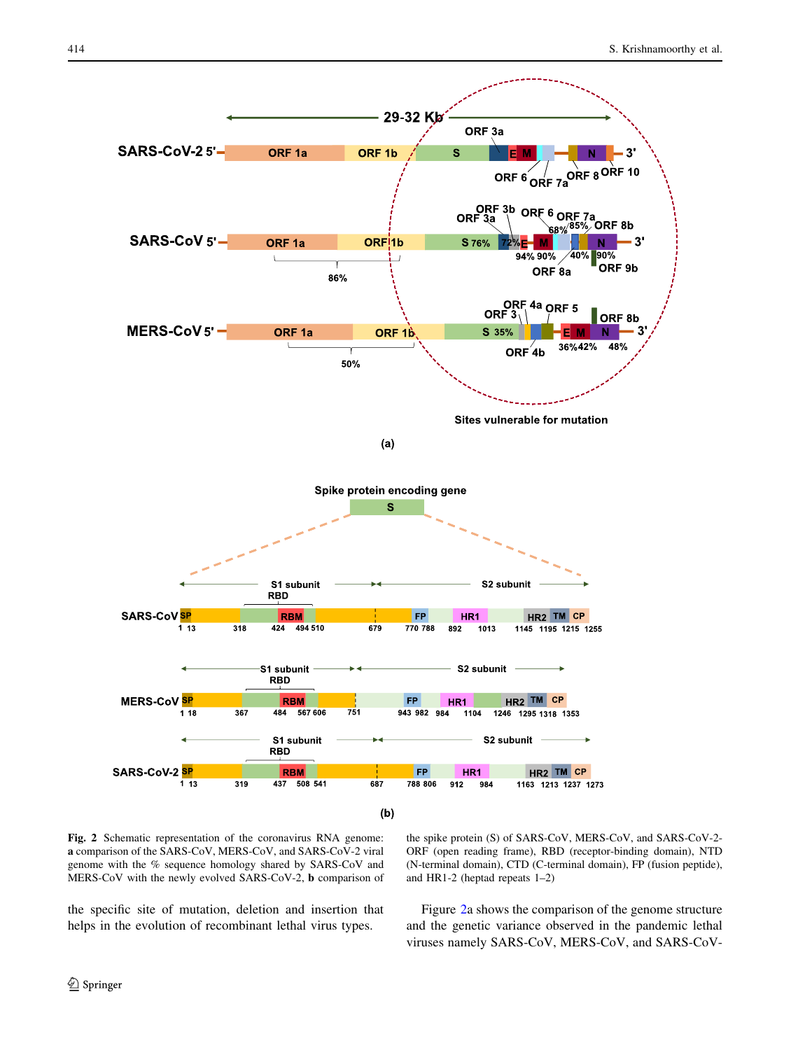**Fig. 2** Schematic representation of the coronavirus RNA genome: **a** comparison of the SARS-CoV, MERS-CoV, and SARS-CoV-2 viral genome with the % sequence homology shared by SARS-CoV and MERS-CoV with the newly evolved SARS-CoV-2, **b** comparison of the spike protein (S) of SARS-CoV, MERS-CoV, and SARS-CoV-2-ORF (open reading frame), RBD (receptor-binding domain), NTD (N-terminal domain), CTD (C-terminal domain), FP (fusion peptide), and HR1-2 (heptad repeats 1–2)

the specific site of mutation, deletion and insertion that helps in the evolution of recombinant lethal virus types.

Figure 2a shows the comparison of the genome structure and the genetic variance observed in the pandemic lethal viruses namely SARS-CoV, MERS-CoV, and SARS-CoV-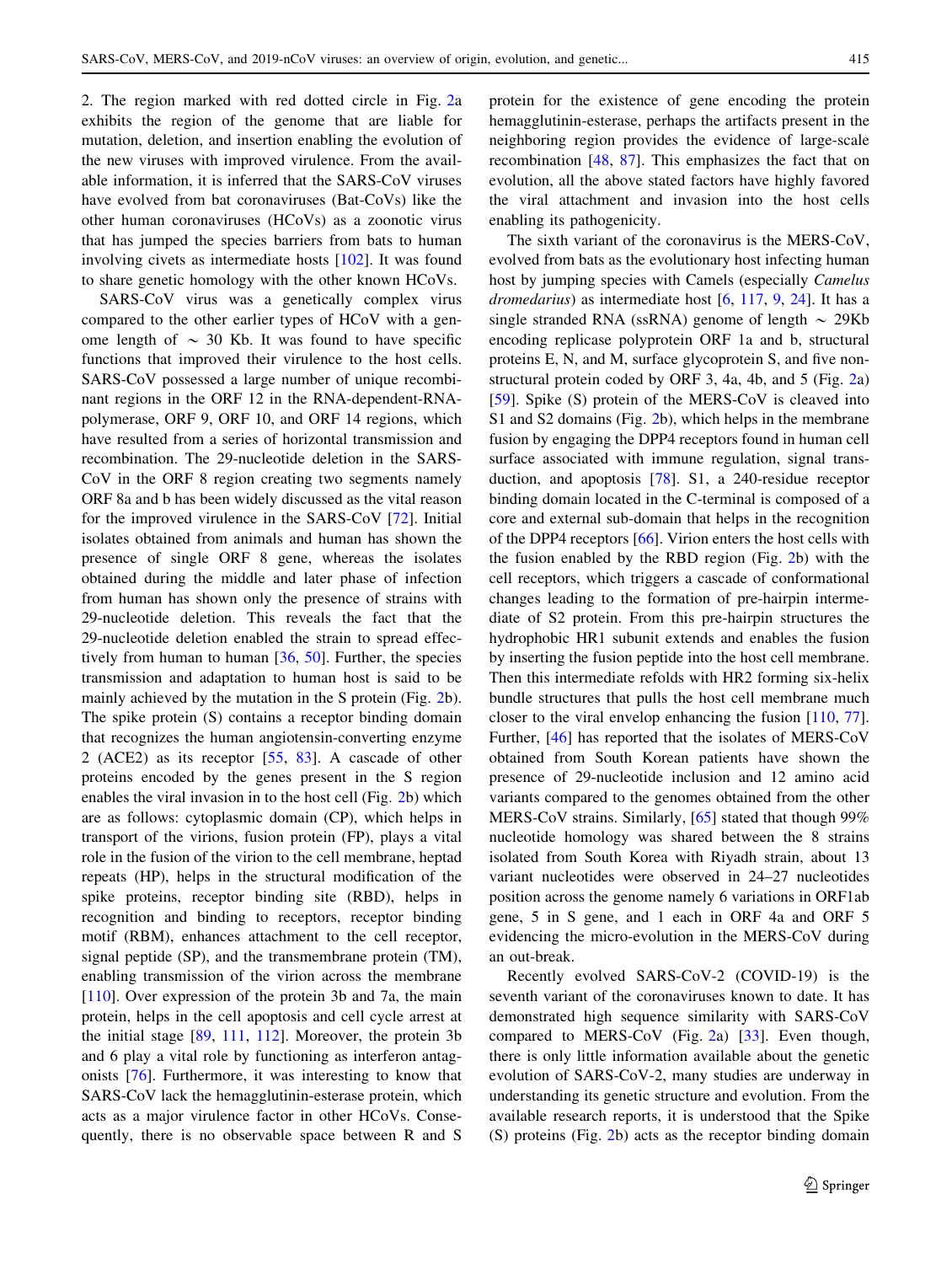2. The region marked with red dotted circle in Fig. 2a exhibits the region of the genome that are liable for mutation, deletion, and insertion enabling the evolution of the new viruses with improved virulence. From the available information, it is inferred that the SARS-CoV viruses have evolved from bat coronaviruses (Bat-CoVs) like the other human coronaviruses (HCoVs) as a zoonotic virus that has jumped the species barriers from bats to human involving civets as intermediate hosts [102]. It was found to share genetic homology with the other known HCoVs.

SARS-CoV virus was a genetically complex virus compared to the other earlier types of HCoV with a genome length of $\sim$ 30 Kb. It was found to have specific functions that improved their virulence to the host cells. SARS-CoV possessed a large number of unique recombinant regions in the ORF 12 in the RNA-dependent-RNA-polymerase, ORF 9, ORF 10, and ORF 14 regions, which have resulted from a series of horizontal transmission and recombination. The 29-nucleotide deletion in the SARS-CoV in the ORF 8 region creating two segments namely ORF 8a and b has been widely discussed as the vital reason for the improved virulence in the SARS-CoV [72]. Initial isolates obtained from animals and human has shown the presence of single ORF 8 gene, whereas the isolates obtained during the middle and later phase of infection from human has shown only the presence of strains with 29-nucleotide deletion. This reveals the fact that the 29-nucleotide deletion enabled the strain to spread effectively from human to human [36, 50]. Further, the species transmission and adaptation to human host is said to be mainly achieved by the mutation in the S protein (Fig. 2b). The spike protein (S) contains a receptor binding domain that recognizes the human angiotensin-converting enzyme 2 (ACE2) as its receptor [55, 83]. A cascade of other proteins encoded by the genes present in the S region enables the viral invasion in to the host cell (Fig. 2b) which are as follows: cytoplasmic domain (CP), which helps in transport of the virions, fusion protein (FP), plays a vital role in the fusion of the virion to the cell membrane, heptad repeats (HP), helps in the structural modification of the spike proteins, receptor binding site (RBD), helps in recognition and binding to receptors, receptor binding motif (RBM), enhances attachment to the cell receptor, signal peptide (SP), and the transmembrane protein (TM), enabling transmission of the virion across the membrane [110]. Over expression of the protein 3b and 7a, the main protein, helps in the cell apoptosis and cell cycle arrest at the initial stage [89, 111, 112]. Moreover, the protein 3b and 6 play a vital role by functioning as interferon antagonists [76]. Furthermore, it was interesting to know that SARS-CoV lack the hemagglutinin-esterase protein, which acts as a major virulence factor in other HCoVs. Consequently, there is no observable space between R and S protein for the existence of gene encoding the protein hemagglutinin-esterase, perhaps the artifacts present in the neighboring region provides the evidence of large-scale recombination [48, 87]. This emphasizes the fact that on evolution, all the above stated factors have highly favored the viral attachment and invasion into the host cells enabling its pathogenicity.

The sixth variant of the coronavirus is the MERS-CoV, evolved from bats as the evolutionary host infecting human host by jumping species with Camels (especially *Camelus dromedarius*) as intermediate host [6, 117, 9, 24]. It has a single stranded RNA (ssRNA) genome of length $\sim$ 29Kb encoding replicase polyprotein ORF 1a and b, structural proteins E, N, and M, surface glycoprotein S, and five non-structural protein coded by ORF 3, 4a, 4b, and 5 (Fig. 2a) [59]. Spike (S) protein of the MERS-CoV is cleaved into S1 and S2 domains (Fig. 2b), which helps in the membrane fusion by engaging the DPP4 receptors found in human cell surface associated with immune regulation, signal transduction, and apoptosis [78]. S1, a 240-residue receptor binding domain located in the C-terminal is composed of a core and external sub-domain that helps in the recognition of the DPP4 receptors [66]. Virion enters the host cells with the fusion enabled by the RBD region (Fig. 2b) with the cell receptors, which triggers a cascade of conformational changes leading to the formation of pre-hairpin intermediate of S2 protein. From this pre-hairpin structures the hydrophobic HR1 subunit extends and enables the fusion by inserting the fusion peptide into the host cell membrane. Then this intermediate refolds with HR2 forming six-helix bundle structures that pulls the host cell membrane much closer to the viral envelop enhancing the fusion [110, 77]. Further, [46] has reported that the isolates of MERS-CoV obtained from South Korean patients have shown the presence of 29-nucleotide inclusion and 12 amino acid variants compared to the genomes obtained from the other MERS-CoV strains. Similarly, [65] stated that though 99% nucleotide homology was shared between the 8 strains isolated from South Korea with Riyadh strain, about 13 variant nucleotides were observed in 24–27 nucleotides position across the genome namely 6 variations in ORF1ab gene, 5 in S gene, and 1 each in ORF 4a and ORF 5 evidencing the micro-evolution in the MERS-CoV during an out-break.

Recently evolved SARS-CoV-2 (COVID-19) is the seventh variant of the coronaviruses known to date. It has demonstrated high sequence similarity with SARS-CoV compared to MERS-CoV (Fig. 2a) [33]. Even though, there is only little information available about the genetic evolution of SARS-CoV-2, many studies are underway in understanding its genetic structure and evolution. From the available research reports, it is understood that the Spike (S) proteins (Fig. 2b) acts as the receptor binding domain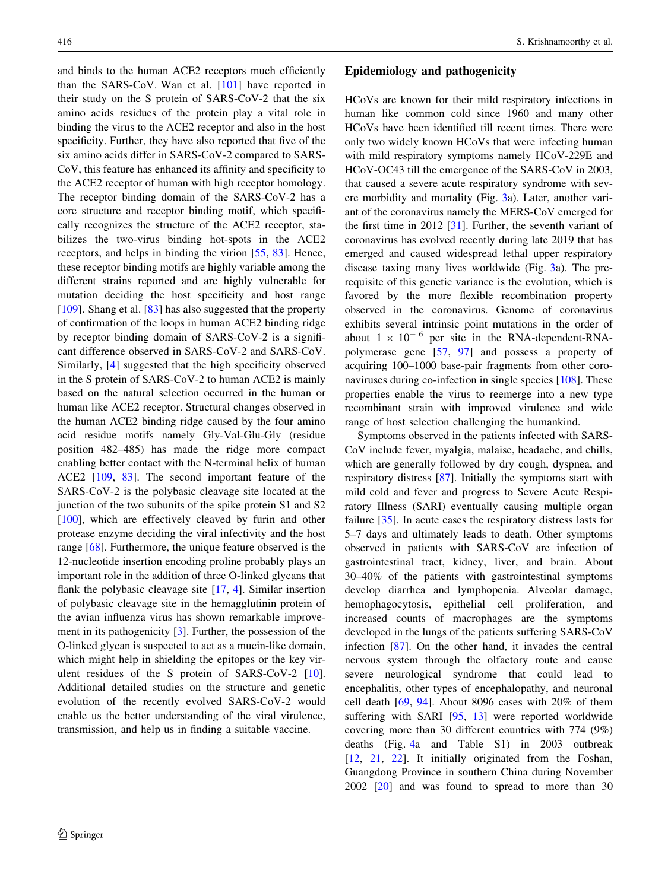and binds to the human ACE2 receptors much efficiently than the SARS-CoV. Wan et al. [101] have reported in their study on the S protein of SARS-CoV-2 that the six amino acids residues of the protein play a vital role in binding the virus to the ACE2 receptor and also in the host specificity. Further, they have also reported that five of the six amino acids differ in SARS-CoV-2 compared to SARS-CoV, this feature has enhanced its affinity and specificity to the ACE2 receptor of human with high receptor homology. The receptor binding domain of the SARS-CoV-2 has a core structure and receptor binding motif, which specifically recognizes the structure of the ACE2 receptor, stabilizes the two-virus binding hot-spots in the ACE2 receptors, and helps in binding the virion [55, 83]. Hence, these receptor binding motifs are highly variable among the different strains reported and are highly vulnerable for mutation deciding the host specificity and host range [109]. Shang et al. [83] has also suggested that the property of confirmation of the loops in human ACE2 binding ridge by receptor binding domain of SARS-CoV-2 is a significant difference observed in SARS-CoV-2 and SARS-CoV. Similarly, [4] suggested that the high specificity observed in the S protein of SARS-CoV-2 to human ACE2 is mainly based on the natural selection occurred in the human or human like ACE2 receptor. Structural changes observed in the human ACE2 binding ridge caused by the four amino acid residue motifs namely Gly-Val-Glu-Gly (residue position 482–485) has made the ridge more compact enabling better contact with the N-terminal helix of human ACE2 [109, 83]. The second important feature of the SARS-CoV-2 is the polybasic cleavage site located at the junction of the two subunits of the spike protein S1 and S2 [100], which are effectively cleaved by furin and other protease enzyme deciding the viral infectivity and the host range [68]. Furthermore, the unique feature observed is the 12-nucleotide insertion encoding proline probably plays an important role in the addition of three O-linked glycans that flank the polybasic cleavage site [17, 4]. Similar insertion of polybasic cleavage site in the hemagglutinin protein of the avian influenza virus has shown remarkable improvement in its pathogenicity [3]. Further, the possession of the O-linked glycan is suspected to act as a mucin-like domain, which might help in shielding the epitopes or the key virulent residues of the S protein of SARS-CoV-2 [10]. Additional detailed studies on the structure and genetic evolution of the recently evolved SARS-CoV-2 would enable us the better understanding of the viral virulence, transmission, and help us in finding a suitable vaccine.

## Epidemiology and pathogenicity

HCoVs are known for their mild respiratory infections in human like common cold since 1960 and many other HCoVs have been identified till recent times. There were only two widely known HCoVs that were infecting human with mild respiratory symptoms namely HCoV-229E and HCoV-OC43 till the emergence of the SARS-CoV in 2003, that caused a severe acute respiratory syndrome with severe morbidity and mortality (Fig. 3a). Later, another variant of the coronavirus namely the MERS-CoV emerged for the first time in 2012 [31]. Further, the seventh variant of coronavirus has evolved recently during late 2019 that has emerged and caused widespread lethal upper respiratory disease taxing many lives worldwide (Fig. 3a). The prerequisite of this genetic variance is the evolution, which is favored by the more flexible recombination property observed in the coronavirus. Genome of coronavirus exhibits several intrinsic point mutations in the order of about $1 \times 10^{-6}$ per site in the RNA-dependent-RNA-polymerase gene [57, 97] and possess a property of acquiring 100–1000 base-pair fragments from other coronaviruses during co-infection in single species [108]. These properties enable the virus to reemerge into a new type recombinant strain with improved virulence and wide range of host selection challenging the humankind.

Symptoms observed in the patients infected with SARS-CoV include fever, myalgia, malaise, headache, and chills, which are generally followed by dry cough, dyspnea, and respiratory distress [87]. Initially the symptoms start with mild cold and fever and progress to Severe Acute Respiratory Illness (SARI) eventually causing multiple organ failure [35]. In acute cases the respiratory distress lasts for 5–7 days and ultimately leads to death. Other symptoms observed in patients with SARS-CoV are infection of gastrointestinal tract, kidney, liver, and brain. About 30–40% of the patients with gastrointestinal symptoms develop diarrhea and lymphopenia. Alveolar damage, hemophagocytosis, epithelial cell proliferation, and increased counts of macrophages are the symptoms developed in the lungs of the patients suffering SARS-CoV infection [87]. On the other hand, it invades the central nervous system through the olfactory route and cause severe neurological syndrome that could lead to encephalitis, other types of encephalopathy, and neuronal cell death [69, 94]. About 8096 cases with 20% of them suffering with SARI [95, 13] were reported worldwide covering more than 30 different countries with 774 (9%) deaths (Fig. 4a and Table S1) in 2003 outbreak [12, 21, 22]. It initially originated from the Foshan, Guangdong Province in southern China during November 2002 [20] and was found to spread to more than 30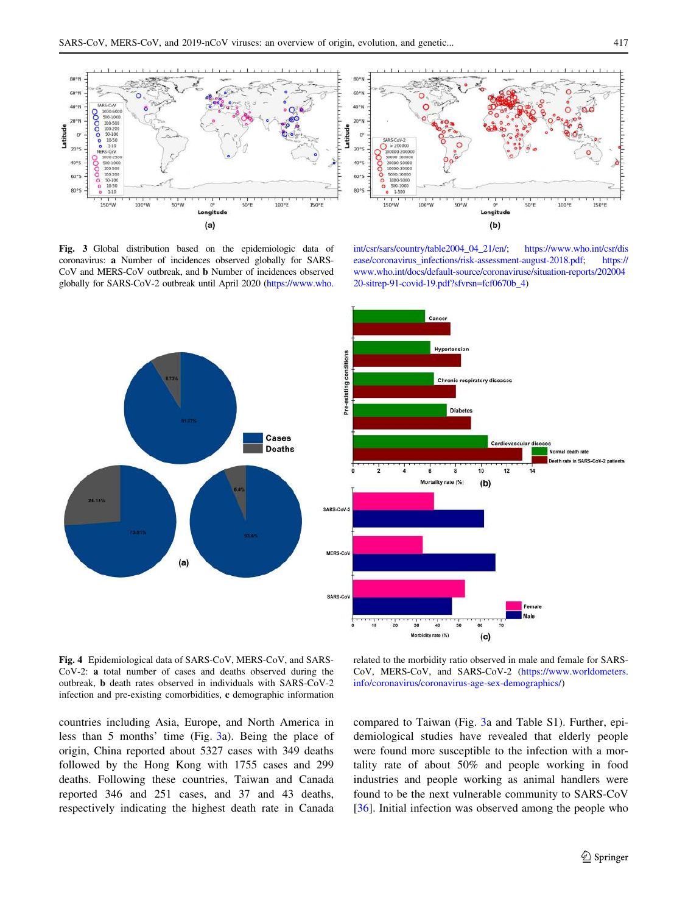**Fig. 3** Global distribution based on the epidemiologic data of coronavirus: **a** Number of incidences observed globally for SARS-CoV and MERS-CoV outbreak, and **b** Number of incidences observed globally for SARS-CoV-2 outbreak until April 2020 (https://www.who.int/csr/sars/country/table2004_04_21/en/; https://www.who.int/csr/disease/coronavirus_infections/risk-assessment-august-2018.pdf; https://www.who.int/docs/default-source/coronaviruse/situation-reports/20200420-sitrep-91-covid-19.pdf?sfvrsn=fcf0670b_4)

**Fig. 4** Epidemiological data of SARS-CoV, MERS-CoV, and SARS-CoV-2: **a** total number of cases and deaths observed during the outbreak, **b** death rates observed in individuals with SARS-CoV-2 infection and pre-existing comorbidities, **c** demographic information related to the morbidity ratio observed in male and female for SARS-CoV, MERS-CoV, and SARS-CoV-2 (https://www.worldometers.info/coronavirus/coronavirus-age-sex-demographics/)

countries including Asia, Europe, and North America in less than 5 months' time (Fig. 3a). Being the place of origin, China reported about 5327 cases with 349 deaths followed by the Hong Kong with 1755 cases and 299 deaths. Following these countries, Taiwan and Canada reported 346 and 251 cases, and 37 and 43 deaths, respectively indicating the highest death rate in Canada compared to Taiwan (Fig. 3a and Table S1). Further, epidemiological studies have revealed that elderly people were found more susceptible to the infection with a mortality rate of about 50% and people working in food industries and people working as animal handlers were found to be the next vulnerable community to SARS-CoV [36]. Initial infection was observed among the people who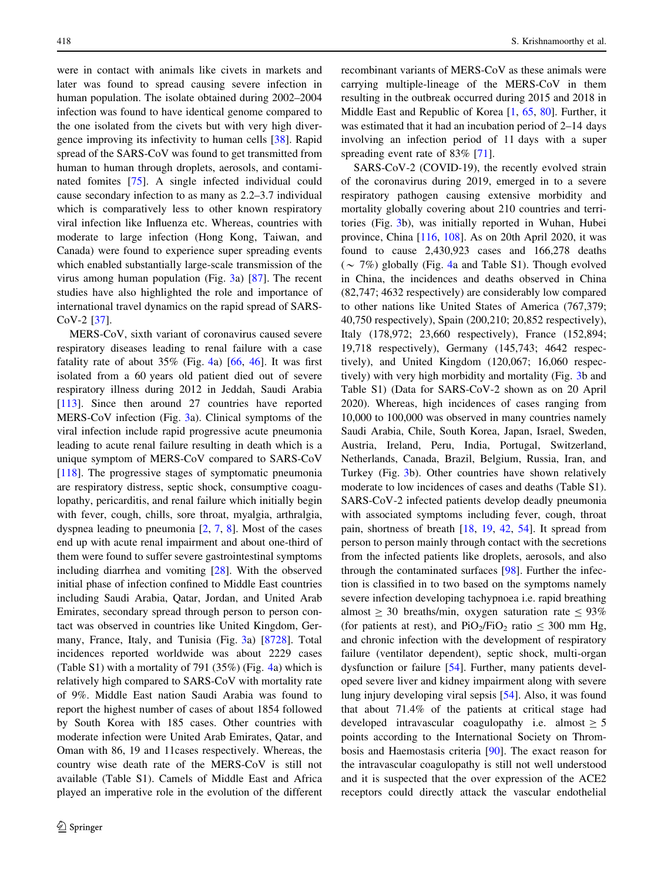were in contact with animals like civets in markets and later was found to spread causing severe infection in human population. The isolate obtained during 2002–2004 infection was found to have identical genome compared to the one isolated from the civets but with very high divergence improving its infectivity to human cells [38]. Rapid spread of the SARS-CoV was found to get transmitted from human to human through droplets, aerosols, and contaminated fomites [75]. A single infected individual could cause secondary infection to as many as 2.2–3.7 individual which is comparatively less to other known respiratory viral infection like Influenza etc. Whereas, countries with moderate to large infection (Hong Kong, Taiwan, and Canada) were found to experience super spreading events which enabled substantially large-scale transmission of the virus among human population (Fig. 3a) [87]. The recent studies have also highlighted the role and importance of international travel dynamics on the rapid spread of SARS-CoV-2 [37].

MERS-CoV, sixth variant of coronavirus caused severe respiratory diseases leading to renal failure with a case fatality rate of about 35% (Fig. 4a) [66, 46]. It was first isolated from a 60 years old patient died out of severe respiratory illness during 2012 in Jeddah, Saudi Arabia [113]. Since then around 27 countries have reported MERS-CoV infection (Fig. 3a). Clinical symptoms of the viral infection include rapid progressive acute pneumonia leading to acute renal failure resulting in death which is a unique symptom of MERS-CoV compared to SARS-CoV [118]. The progressive stages of symptomatic pneumonia are respiratory distress, septic shock, consumptive coagulopathy, pericarditis, and renal failure which initially begin with fever, cough, chills, sore throat, myalgia, arthralgia, dyspnea leading to pneumonia [2, 7, 8]. Most of the cases end up with acute renal impairment and about one-third of them were found to suffer severe gastrointestinal symptoms including diarrhea and vomiting [28]. With the observed initial phase of infection confined to Middle East countries including Saudi Arabia, Qatar, Jordan, and United Arab Emirates, secondary spread through person to person contact was observed in countries like United Kingdom, Germany, France, Italy, and Tunisia (Fig. 3a) [8728]. Total incidences reported worldwide was about 2229 cases (Table S1) with a mortality of 791 (35%) (Fig. 4a) which is relatively high compared to SARS-CoV with mortality rate of 9%. Middle East nation Saudi Arabia was found to report the highest number of cases of about 1854 followed by South Korea with 185 cases. Other countries with moderate infection were United Arab Emirates, Qatar, and Oman with 86, 19 and 11cases respectively. Whereas, the country wise death rate of the MERS-CoV is still not available (Table S1). Camels of Middle East and Africa played an imperative role in the evolution of the different recombinant variants of MERS-CoV as these animals were carrying multiple-lineage of the MERS-CoV in them resulting in the outbreak occurred during 2015 and 2018 in Middle East and Republic of Korea [1, 65, 80]. Further, it was estimated that it had an incubation period of 2–14 days involving an infection period of 11 days with a super spreading event rate of 83% [71].

SARS-CoV-2 (COVID-19), the recently evolved strain of the coronavirus during 2019, emerged in to a severe respiratory pathogen causing extensive morbidity and mortality globally covering about 210 countries and territories (Fig. 3b), was initially reported in Wuhan, Hubei province, China [116, 108]. As on 20th April 2020, it was found to cause 2,430,923 cases and 166,278 deaths ($\sim$ 7%) globally (Fig. 4a and Table S1). Though evolved in China, the incidences and deaths observed in China (82,747; 4632 respectively) are considerably low compared to other nations like United States of America (767,379; 40,750 respectively), Spain (200,210; 20,852 respectively), Italy (178,972; 23,660 respectively), France (152,894; 19,718 respectively), Germany (145,743; 4642 respectively), and United Kingdom (120,067; 16,060 respectively) with very high morbidity and mortality (Fig. 3b and Table S1) (Data for SARS-CoV-2 shown as on 20 April 2020). Whereas, high incidences of cases ranging from 10,000 to 100,000 was observed in many countries namely Saudi Arabia, Chile, South Korea, Japan, Israel, Sweden, Austria, Ireland, Peru, India, Portugal, Switzerland, Netherlands, Canada, Brazil, Belgium, Russia, Iran, and Turkey (Fig. 3b). Other countries have shown relatively moderate to low incidences of cases and deaths (Table S1). SARS-CoV-2 infected patients develop deadly pneumonia with associated symptoms including fever, cough, throat pain, shortness of breath [18, 19, 42, 54]. It spread from person to person mainly through contact with the secretions from the infected patients like droplets, aerosols, and also through the contaminated surfaces [98]. Further the infection is classified in to two based on the symptoms namely severe infection developing tachypnoea i.e. rapid breathing almost $\geq$ 30 breaths/min, oxygen saturation rate $\leq$ 93% (for patients at rest), and $PiO_2/FiO_2$ ratio $\leq$ 300 mm Hg, and chronic infection with the development of respiratory failure (ventilator dependent), septic shock, multi-organ dysfunction or failure [54]. Further, many patients developed severe liver and kidney impairment along with severe lung injury developing viral sepsis [54]. Also, it was found that about 71.4% of the patients at critical stage had developed intravascular coagulopathy i.e. almost $\geq$ 5 points according to the International Society on Thrombosis and Haemostasis criteria [90]. The exact reason for the intravascular coagulopathy is still not well understood and it is suspected that the over expression of the ACE2 receptors could directly attack the vascular endothelial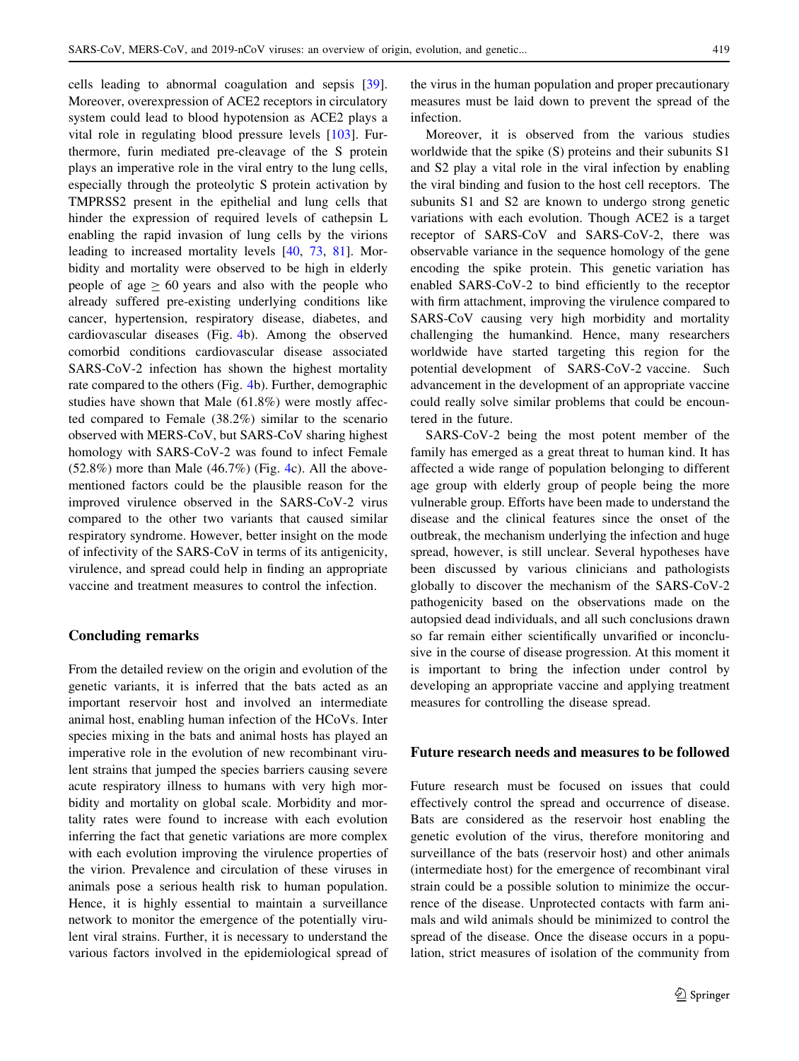cells leading to abnormal coagulation and sepsis [39]. Moreover, overexpression of ACE2 receptors in circulatory system could lead to blood hypotension as ACE2 plays a vital role in regulating blood pressure levels [103]. Furthermore, furin mediated pre-cleavage of the S protein plays an imperative role in the viral entry to the lung cells, especially through the proteolytic S protein activation by TMPRSS2 present in the epithelial and lung cells that hinder the expression of required levels of cathepsin L enabling the rapid invasion of lung cells by the virions leading to increased mortality levels [40, 73, 81]. Morbidity and mortality were observed to be high in elderly people of age $\geq$ 60 years and also with the people who already suffered pre-existing underlying conditions like cancer, hypertension, respiratory disease, diabetes, and cardiovascular diseases (Fig. 4b). Among the observed comorbid conditions cardiovascular disease associated SARS-CoV-2 infection has shown the highest mortality rate compared to the others (Fig. 4b). Further, demographic studies have shown that Male (61.8%) were mostly affected compared to Female (38.2%) similar to the scenario observed with MERS-CoV, but SARS-CoV sharing highest homology with SARS-CoV-2 was found to infect Female (52.8%) more than Male (46.7%) (Fig. 4c). All the above-mentioned factors could be the plausible reason for the improved virulence observed in the SARS-CoV-2 virus compared to the other two variants that caused similar respiratory syndrome. However, better insight on the mode of infectivity of the SARS-CoV in terms of its antigenicity, virulence, and spread could help in finding an appropriate vaccine and treatment measures to control the infection.

## Concluding remarks

From the detailed review on the origin and evolution of the genetic variants, it is inferred that the bats acted as an important reservoir host and involved an intermediate animal host, enabling human infection of the HCoVs. Inter species mixing in the bats and animal hosts has played an imperative role in the evolution of new recombinant virulent strains that jumped the species barriers causing severe acute respiratory illness to humans with very high morbidity and mortality on global scale. Morbidity and mortality rates were found to increase with each evolution inferring the fact that genetic variations are more complex with each evolution improving the virulence properties of the virion. Prevalence and circulation of these viruses in animals pose a serious health risk to human population. Hence, it is highly essential to maintain a surveillance network to monitor the emergence of the potentially virulent viral strains. Further, it is necessary to understand the various factors involved in the epidemiological spread of the virus in the human population and proper precautionary measures must be laid down to prevent the spread of the infection.

Moreover, it is observed from the various studies worldwide that the spike (S) proteins and their subunits S1 and S2 play a vital role in the viral infection by enabling the viral binding and fusion to the host cell receptors. The subunits S1 and S2 are known to undergo strong genetic variations with each evolution. Though ACE2 is a target receptor of SARS-CoV and SARS-CoV-2, there was observable variance in the sequence homology of the gene encoding the spike protein. This genetic variation has enabled SARS-CoV-2 to bind efficiently to the receptor with firm attachment, improving the virulence compared to SARS-CoV causing very high morbidity and mortality challenging the humankind. Hence, many researchers worldwide have started targeting this region for the potential development of SARS-CoV-2 vaccine. Such advancement in the development of an appropriate vaccine could really solve similar problems that could be encountered in the future.

SARS-CoV-2 being the most potent member of the family has emerged as a great threat to human kind. It has affected a wide range of population belonging to different age group with elderly group of people being the more vulnerable group. Efforts have been made to understand the disease and the clinical features since the onset of the outbreak, the mechanism underlying the infection and huge spread, however, is still unclear. Several hypotheses have been discussed by various clinicians and pathologists globally to discover the mechanism of the SARS-CoV-2 pathogenicity based on the observations made on the autopsied dead individuals, and all such conclusions drawn so far remain either scientifically unvarified or inconclusive in the course of disease progression. At this moment it is important to bring the infection under control by developing an appropriate vaccine and applying treatment measures for controlling the disease spread.

## Future research needs and measures to be followed

Future research must be focused on issues that could effectively control the spread and occurrence of disease. Bats are considered as the reservoir host enabling the genetic evolution of the virus, therefore monitoring and surveillance of the bats (reservoir host) and other animals (intermediate host) for the emergence of recombinant viral strain could be a possible solution to minimize the occurrence of the disease. Unprotected contacts with farm animals and wild animals should be minimized to control the spread of the disease. Once the disease occurs in a population, strict measures of isolation of the community from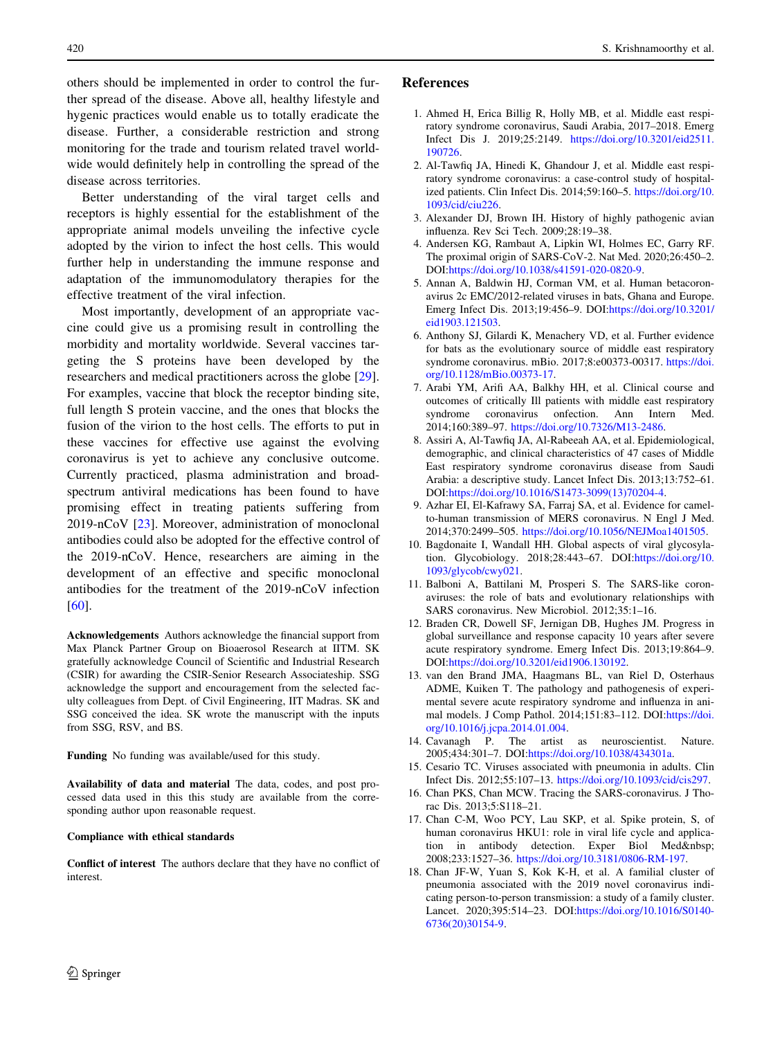others should be implemented in order to control the further spread of the disease. Above all, healthy lifestyle and hygenic practices would enable us to totally eradicate the disease. Further, a considerable restriction and strong monitoring for the trade and tourism related travel worldwide would definitely help in controlling the spread of the disease across territories.

Better understanding of the viral target cells and receptors is highly essential for the establishment of the appropriate animal models unveiling the infective cycle adopted by the virion to infect the host cells. This would further help in understanding the immune response and adaptation of the immunomodulatory therapies for the effective treatment of the viral infection.

Most importantly, development of an appropriate vaccine could give us a promising result in controlling the morbidity and mortality worldwide. Several vaccines targeting the S proteins have been developed by the researchers and medical practitioners across the globe [29]. For examples, vaccine that block the receptor binding site, full length S protein vaccine, and the ones that blocks the fusion of the virion to the host cells. The efforts to put in these vaccines for effective use against the evolving coronavirus is yet to achieve any conclusive outcome. Currently practiced, plasma administration and broad-spectrum antiviral medications has been found to have promising effect in treating patients suffering from 2019-nCoV [23]. Moreover, administration of monoclonal antibodies could also be adopted for the effective control of the 2019-nCoV. Hence, researchers are aiming in the development of an effective and specific monoclonal antibodies for the treatment of the 2019-nCoV infection [60].

**Acknowledgements** Authors acknowledge the financial support from Max Planck Partner Group on Bioaerosol Research at IITM. SK gratefully acknowledge Council of Scientific and Industrial Research (CSIR) for awarding the CSIR-Senior Research Associateship. SSG acknowledge the support and encouragement from the selected faculty colleagues from Dept. of Civil Engineering, IIT Madras. SK and SSG conceived the idea. SK wrote the manuscript with the inputs from SSG, RSV, and BS.

**Funding** No funding was available/used for this study.

**Availability of data and material** The data, codes, and post processed data used in this this study are available from the corresponding author upon reasonable request.

**Compliance with ethical standards**

**Conflict of interest** The authors declare that they have no conflict of interest.

## References

1. Ahmed H, Erica Billig R, Holly MB, et al. Middle east respiratory syndrome coronavirus, Saudi Arabia, 2017–2018. Emerg Infect Dis J. 2019;25:2149. https://doi.org/10.3201/eid2511.190726.
2. Al-Tawfiq JA, Hinedi K, Ghandour J, et al. Middle east respiratory syndrome coronavirus: a case-control study of hospitalized patients. Clin Infect Dis. 2014;59:160–5. https://doi.org/10.1093/cid/ciu226.
3. Alexander DJ, Brown IH. History of highly pathogenic avian influenza. Rev Sci Tech. 2009;28:19–38.
4. Andersen KG, Rambaut A, Lipkin WI, Holmes EC, Garry RF. The proximal origin of SARS-CoV-2. Nat Med. 2020;26:450–2. DOI:https://doi.org/10.1038/s41591-020-0820-9.
5. Annan A, Baldwin HJ, Corman VM, et al. Human betacoronavirus 2c EMC/2012-related viruses in bats, Ghana and Europe. Emerg Infect Dis. 2013;19:456–9. DOI:https://doi.org/10.3201/eid1903.121503.
6. Anthony SJ, Gilardi K, Menachery VD, et al. Further evidence for bats as the evolutionary source of middle east respiratory syndrome coronavirus. mBio. 2017;8:e00373-00317. https://doi.org/10.1128/mBio.00373-17.
7. Arabi YM, Arifi AA, Balkhy HH, et al. Clinical course and outcomes of critically Ill patients with middle east respiratory syndrome coronavirus onfection. Ann Intern Med. 2014;160:389–97. https://doi.org/10.7326/M13-2486.
8. Assiri A, Al-Tawfiq JA, Al-Rabeeah AA, et al. Epidemiological, demographic, and clinical characteristics of 47 cases of Middle East respiratory syndrome coronavirus disease from Saudi Arabia: a descriptive study. Lancet Infect Dis. 2013;13:752–61. DOI:https://doi.org/10.1016/S1473-3099(13)70204-4.
9. Azhar EI, El-Kafrawy SA, Farraj SA, et al. Evidence for camel-to-human transmission of MERS coronavirus. N Engl J Med. 2014;370:2499–505. https://doi.org/10.1056/NEJMoa1401505.
10. Bagdonaite I, Wandall HH. Global aspects of viral glycosylation. Glycobiology. 2018;28:443–67. DOI:https://doi.org/10.1093/glycob/cwy021.
11. Balboni A, Battilani M, Prosperi S. The SARS-like coronaviruses: the role of bats and evolutionary relationships with SARS coronavirus. New Microbiol. 2012;35:1–16.
12. Braden CR, Dowell SF, Jernigan DB, Hughes JM. Progress in global surveillance and response capacity 10 years after severe acute respiratory syndrome. Emerg Infect Dis. 2013;19:864–9. DOI:https://doi.org/10.3201/eid1906.130192.
13. van den Brand JMA, Haagmans BL, van Riel D, Osterhaus ADME, Kuiken T. The pathology and pathogenesis of experimental severe acute respiratory syndrome and influenza in animal models. J Comp Pathol. 2014;151:83–112. DOI:https://doi.org/10.1016/j.jcpa.2014.01.004.
14. Cavanagh P. The artist as neuroscientist. Nature. 2005;434:301–7. DOI:https://doi.org/10.1038/434301a.
15. Cesario TC. Viruses associated with pneumonia in adults. Clin Infect Dis. 2012;55:107–13. https://doi.org/10.1093/cid/cis297.
16. Chan PKS, Chan MCW. Tracing the SARS-coronavirus. J Thorac Dis. 2013;5:S118–21.
17. Chan C-M, Woo PCY, Lau SKP, et al. Spike protein, S, of human coronavirus HKU1: role in viral life cycle and application in antibody detection. Exper Biol Med&nbsp; 2008;233:1527–36. https://doi.org/10.3181/0806-RM-197.
18. Chan JF-W, Yuan S, Kok K-H, et al. A familial cluster of pneumonia associated with the 2019 novel coronavirus indicating person-to-person transmission: a study of a family cluster. Lancet. 2020;395:514–23. DOI:https://doi.org/10.1016/S0140-6736(20)30154-9.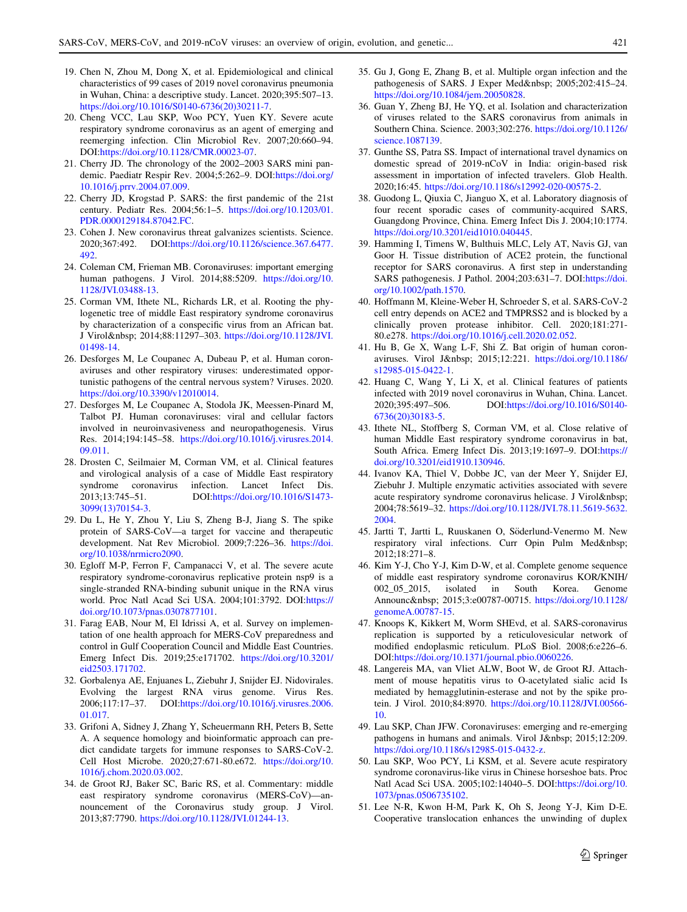19. Chen N, Zhou M, Dong X, et al. Epidemiological and clinical characteristics of 99 cases of 2019 novel coronavirus pneumonia in Wuhan, China: a descriptive study. Lancet. 2020;395:507–13. https://doi.org/10.1016/S0140-6736(20)30211-7.
20. Cheng VCC, Lau SKP, Woo PCY, Yuen KY. Severe acute respiratory syndrome coronavirus as an agent of emerging and reemerging infection. Clin Microbiol Rev. 2007;20:660–94. DOI:https://doi.org/10.1128/CMR.00023-07.
21. Cherry JD. The chronology of the 2002–2003 SARS mini pandemic. Paediatr Respir Rev. 2004;5:262–9. DOI:https://doi.org/10.1016/j.prrv.2004.07.009.
22. Cherry JD, Krogstad P. SARS: the first pandemic of the 21st century. Pediatr Res. 2004;56:1–5. https://doi.org/10.1203/01.PDR.0000129184.87042.FC.
23. Cohen J. New coronavirus threat galvanizes scientists. Science. 2020;367:492. DOI:https://doi.org/10.1126/science.367.6477.492.
24. Coleman CM, Frieman MB. Coronaviruses: important emerging human pathogens. J Virol. 2014;88:5209. https://doi.org/10.1128/JVI.03488-13.
25. Corman VM, Ithete NL, Richards LR, et al. Rooting the phylogenetic tree of middle East respiratory syndrome coronavirus by characterization of a conspecific virus from an African bat. J Virol&nbsp; 2014;88:11297–303. https://doi.org/10.1128/JVI.01498-14.
26. Desforges M, Le Coupanec A, Dubeau P, et al. Human coronaviruses and other respiratory viruses: underestimated opportunistic pathogens of the central nervous system? Viruses. 2020. https://doi.org/10.3390/v12010014.
27. Desforges M, Le Coupanec A, Stodola JK, Meessen-Pinard M, Talbot PJ. Human coronaviruses: viral and cellular factors involved in neuroinvasiveness and neuropathogenesis. Virus Res. 2014;194:145–58. https://doi.org/10.1016/j.virusres.2014.09.011.
28. Drosten C, Seilmaier M, Corman VM, et al. Clinical features and virological analysis of a case of Middle East respiratory syndrome coronavirus infection. Lancet Infect Dis. 2013;13:745–51. DOI:https://doi.org/10.1016/S1473-3099(13)70154-3.
29. Du L, He Y, Zhou Y, Liu S, Zheng B-J, Jiang S. The spike protein of SARS-CoV—a target for vaccine and therapeutic development. Nat Rev Microbiol. 2009;7:226–36. https://doi.org/10.1038/nrmicro2090.
30. Egloff M-P, Ferron F, Campanacci V, et al. The severe acute respiratory syndrome-coronavirus replicative protein nsp9 is a single-stranded RNA-binding subunit unique in the RNA virus world. Proc Natl Acad Sci USA. 2004;101:3792. DOI:https://doi.org/10.1073/pnas.0307877101.
31. Farag EAB, Nour M, El Idrissi A, et al. Survey on implementation of one health approach for MERS-CoV preparedness and control in Gulf Cooperation Council and Middle East Countries. Emerg Infect Dis. 2019;25:e171702. https://doi.org/10.3201/eid2503.171702.
32. Gorbalenya AE, Enjuanes L, Ziebuhr J, Snijder EJ. Nidovirales. Evolving the largest RNA virus genome. Virus Res. 2006;117:17–37. DOI:https://doi.org/10.1016/j.virusres.2006.01.017.
33. Grifoni A, Sidney J, Zhang Y, Scheuermann RH, Peters B, Sette A. A sequence homology and bioinformatic approach can predict candidate targets for immune responses to SARS-CoV-2. Cell Host Microbe. 2020;27:671-80.e672. https://doi.org/10.1016/j.chom.2020.03.002.
34. de Groot RJ, Baker SC, Baric RS, et al. Commentary: middle east respiratory syndrome coronavirus (MERS-CoV)—announcement of the Coronavirus study group. J Virol. 2013;87:7790. https://doi.org/10.1128/JVI.01244-13.
35. Gu J, Gong E, Zhang B, et al. Multiple organ infection and the pathogenesis of SARS. J Exper Med&nbsp; 2005;202:415–24. https://doi.org/10.1084/jem.20050828.
36. Guan Y, Zheng BJ, He YQ, et al. Isolation and characterization of viruses related to the SARS coronavirus from animals in Southern China. Science. 2003;302:276. https://doi.org/10.1126/science.1087139.
37. Gunthe SS, Patra SS. Impact of international travel dynamics on domestic spread of 2019-nCoV in India: origin-based risk assessment in importation of infected travelers. Glob Health. 2020;16:45. https://doi.org/10.1186/s12992-020-00575-2.
38. Guodong L, Qiuxia C, Jianguo X, et al. Laboratory diagnosis of four recent sporadic cases of community-acquired SARS, Guangdong Province, China. Emerg Infect Dis J. 2004;10:1774. https://doi.org/10.3201/eid1010.040445.
39. Hamming I, Timens W, Bulthuis MLC, Lely AT, Navis GJ, van Goor H. Tissue distribution of ACE2 protein, the functional receptor for SARS coronavirus. A first step in understanding SARS pathogenesis. J Pathol. 2004;203:631–7. DOI:https://doi.org/10.1002/path.1570.
40. Hoffmann M, Kleine-Weber H, Schroeder S, et al. SARS-CoV-2 cell entry depends on ACE2 and TMPRSS2 and is blocked by a clinically proven protease inhibitor. Cell. 2020;181:271-80.e278. https://doi.org/10.1016/j.cell.2020.02.052.
41. Hu B, Ge X, Wang L-F, Shi Z. Bat origin of human coronaviruses. Virol J&nbsp; 2015;12:221. https://doi.org/10.1186/s12985-015-0422-1.
42. Huang C, Wang Y, Li X, et al. Clinical features of patients infected with 2019 novel coronavirus in Wuhan, China. Lancet. 2020;395:497–506. DOI:https://doi.org/10.1016/S0140-6736(20)30183-5.
43. Ithete NL, Stoffberg S, Corman VM, et al. Close relative of human Middle East respiratory syndrome coronavirus in bat, South Africa. Emerg Infect Dis. 2013;19:1697–9. DOI:https://doi.org/10.3201/eid1910.130946.
44. Ivanov KA, Thiel V, Dobbe JC, van der Meer Y, Snijder EJ, Ziebuhr J. Multiple enzymatic activities associated with severe acute respiratory syndrome coronavirus helicase. J Virol&nbsp; 2004;78:5619–32. https://doi.org/10.1128/JVI.78.11.5619-5632.2004.
45. Jartti T, Jartti L, Ruuskanen O, Söderlund-Venermo M. New respiratory viral infections. Curr Opin Pulm Med&nbsp; 2012;18:271–8.
46. Kim Y-J, Cho Y-J, Kim D-W, et al. Complete genome sequence of middle east respiratory syndrome coronavirus KOR/KNIH/002_05_2015, isolated in South Korea. Genome Announc&nbsp; 2015;3:e00787-00715. https://doi.org/10.1128/genomeA.00787-15.
47. Knoops K, Kikkert M, Worm SHEvd, et al. SARS-coronavirus replication is supported by a reticulovesicular network of modified endoplasmic reticulum. PLoS Biol. 2008;6:e226–6. DOI:https://doi.org/10.1371/journal.pbio.0060226.
48. Langereis MA, van Vliet ALW, Boot W, de Groot RJ. Attachment of mouse hepatitis virus to O-acetylated sialic acid Is mediated by hemagglutinin-esterase and not by the spike protein. J Virol. 2010;84:8970. https://doi.org/10.1128/JVI.00566-10.
49. Lau SKP, Chan JFW. Coronaviruses: emerging and re-emerging pathogens in humans and animals. Virol J&nbsp; 2015;12:209. https://doi.org/10.1186/s12985-015-0432-z.
50. Lau SKP, Woo PCY, Li KSM, et al. Severe acute respiratory syndrome coronavirus-like virus in Chinese horseshoe bats. Proc Natl Acad Sci USA. 2005;102:14040–5. DOI:https://doi.org/10.1073/pnas.0506735102.
51. Lee N-R, Kwon H-M, Park K, Oh S, Jeong Y-J, Kim D-E. Cooperative translocation enhances the unwinding of duplex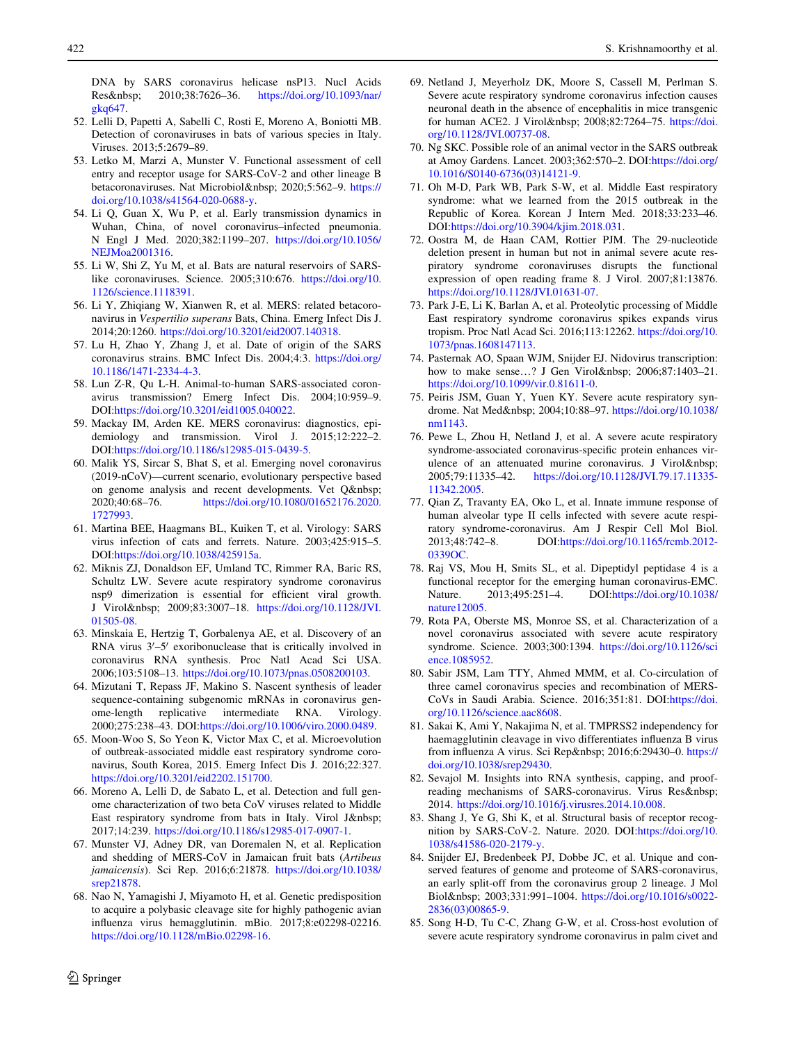DNA by SARS coronavirus helicase nsP13. Nucl Acids Res&nbsp; 2010;38:7626–36. https://doi.org/10.1093/nar/gkq647.

52. Lelli D, Papetti A, Sabelli C, Rosti E, Moreno A, Boniotti MB. Detection of coronaviruses in bats of various species in Italy. Viruses. 2013;5:2679–89.
53. Letko M, Marzi A, Munster V. Functional assessment of cell entry and receptor usage for SARS-CoV-2 and other lineage B betacoronaviruses. Nat Microbiol&nbsp; 2020;5:562–9. https://doi.org/10.1038/s41564-020-0688-y.
54. Li Q, Guan X, Wu P, et al. Early transmission dynamics in Wuhan, China, of novel coronavirus–infected pneumonia. N Engl J Med. 2020;382:1199–207. https://doi.org/10.1056/NEJMoa2001316.
55. Li W, Shi Z, Yu M, et al. Bats are natural reservoirs of SARS-like coronaviruses. Science. 2005;310:676. https://doi.org/10.1126/science.1118391.
56. Li Y, Zhiqiang W, Xianwen R, et al. MERS: related betacoronavirus in *Vespertilio superans* Bats, China. Emerg Infect Dis J. 2014;20:1260. https://doi.org/10.3201/eid2007.140318.
57. Lu H, Zhao Y, Zhang J, et al. Date of origin of the SARS coronavirus strains. BMC Infect Dis. 2004;4:3. https://doi.org/10.1186/1471-2334-4-3.
58. Lun Z-R, Qu L-H. Animal-to-human SARS-associated coronavirus transmission? Emerg Infect Dis. 2004;10:959–9. DOI:https://doi.org/10.3201/eid1005.040022.
59. Mackay IM, Arden KE. MERS coronavirus: diagnostics, epidemiology and transmission. Virol J. 2015;12:222–2. DOI:https://doi.org/10.1186/s12985-015-0439-5.
60. Malik YS, Sircar S, Bhat S, et al. Emerging novel coronavirus (2019-nCoV)—current scenario, evolutionary perspective based on genome analysis and recent developments. Vet Q&nbsp; 2020;40:68–76. https://doi.org/10.1080/01652176.2020.1727993.
61. Martina BEE, Haagmans BL, Kuiken T, et al. Virology: SARS virus infection of cats and ferrets. Nature. 2003;425:915–5. DOI:https://doi.org/10.1038/425915a.
62. Miknis ZJ, Donaldson EF, Umland TC, Rimmer RA, Baric RS, Schultz LW. Severe acute respiratory syndrome coronavirus nsp9 dimerization is essential for efficient viral growth. J Virol&nbsp; 2009;83:3007–18. https://doi.org/10.1128/JVI.01505-08.
63. Minskaia E, Hertzig T, Gorbalenya AE, et al. Discovery of an RNA virus 3′–5′ exoribonuclease that is critically involved in coronavirus RNA synthesis. Proc Natl Acad Sci USA. 2006;103:5108–13. https://doi.org/10.1073/pnas.0508200103.
64. Mizutani T, Repass JF, Makino S. Nascent synthesis of leader sequence-containing subgenomic mRNAs in coronavirus genome-length replicative intermediate RNA. Virology. 2000;275:238–43. DOI:https://doi.org/10.1006/viro.2000.0489.
65. Moon-Woo S, So Yeon K, Victor Max C, et al. Microevolution of outbreak-associated middle east respiratory syndrome coronavirus, South Korea, 2015. Emerg Infect Dis J. 2016;22:327. https://doi.org/10.3201/eid2202.151700.
66. Moreno A, Lelli D, de Sabato L, et al. Detection and full genome characterization of two beta CoV viruses related to Middle East respiratory syndrome from bats in Italy. Virol J&nbsp; 2017;14:239. https://doi.org/10.1186/s12985-017-0907-1.
67. Munster VJ, Adney DR, van Doremalen N, et al. Replication and shedding of MERS-CoV in Jamaican fruit bats (*Artibeus jamaicensis*). Sci Rep. 2016;6:21878. https://doi.org/10.1038/srep21878.
68. Nao N, Yamagishi J, Miyamoto H, et al. Genetic predisposition to acquire a polybasic cleavage site for highly pathogenic avian influenza virus hemagglutinin. mBio. 2017;8:e02298-02216. https://doi.org/10.1128/mBio.02298-16.
69. Netland J, Meyerholz DK, Moore S, Cassell M, Perlman S. Severe acute respiratory syndrome coronavirus infection causes neuronal death in the absence of encephalitis in mice transgenic for human ACE2. J Virol&nbsp; 2008;82:7264–75. https://doi.org/10.1128/JVI.00737-08.
70. Ng SKC. Possible role of an animal vector in the SARS outbreak at Amoy Gardens. Lancet. 2003;362:570–2. DOI:https://doi.org/10.1016/S0140-6736(03)14121-9.
71. Oh M-D, Park WB, Park S-W, et al. Middle East respiratory syndrome: what we learned from the 2015 outbreak in the Republic of Korea. Korean J Intern Med. 2018;33:233–46. DOI:https://doi.org/10.3904/kjim.2018.031.
72. Oostra M, de Haan CAM, Rottier PJM. The 29-nucleotide deletion present in human but not in animal severe acute respiratory syndrome coronaviruses disrupts the functional expression of open reading frame 8. J Virol. 2007;81:13876. https://doi.org/10.1128/JVI.01631-07.
73. Park J-E, Li K, Barlan A, et al. Proteolytic processing of Middle East respiratory syndrome coronavirus spikes expands virus tropism. Proc Natl Acad Sci. 2016;113:12262. https://doi.org/10.1073/pnas.1608147113.
74. Pasternak AO, Spaan WJM, Snijder EJ. Nidovirus transcription: how to make sense…? J Gen Virol&nbsp; 2006;87:1403–21. https://doi.org/10.1099/vir.0.81611-0.
75. Peiris JSM, Guan Y, Yuen KY. Severe acute respiratory syndrome. Nat Med&nbsp; 2004;10:88–97. https://doi.org/10.1038/nm1143.
76. Pewe L, Zhou H, Netland J, et al. A severe acute respiratory syndrome-associated coronavirus-specific protein enhances virulence of an attenuated murine coronavirus. J Virol&nbsp; 2005;79:11335–42. https://doi.org/10.1128/JVI.79.17.11335-11342.2005.
77. Qian Z, Travanty EA, Oko L, et al. Innate immune response of human alveolar type II cells infected with severe acute respiratory syndrome-coronavirus. Am J Respir Cell Mol Biol. 2013;48:742–8. DOI:https://doi.org/10.1165/rcmb.2012-0339OC.
78. Raj VS, Mou H, Smits SL, et al. Dipeptidyl peptidase 4 is a functional receptor for the emerging human coronavirus-EMC. Nature. 2013;495:251–4. DOI:https://doi.org/10.1038/nature12005.
79. Rota PA, Oberste MS, Monroe SS, et al. Characterization of a novel coronavirus associated with severe acute respiratory syndrome. Science. 2003;300:1394. https://doi.org/10.1126/science.1085952.
80. Sabir JSM, Lam TTY, Ahmed MMM, et al. Co-circulation of three camel coronavirus species and recombination of MERS-CoVs in Saudi Arabia. Science. 2016;351:81. DOI:https://doi.org/10.1126/science.aac8608.
81. Sakai K, Ami Y, Nakajima N, et al. TMPRSS2 independency for haemagglutinin cleavage in vivo differentiates influenza B virus from influenza A virus. Sci Rep&nbsp; 2016;6:29430–0. https://doi.org/10.1038/srep29430.
82. Sevajol M. Insights into RNA synthesis, capping, and proofreading mechanisms of SARS-coronavirus. Virus Res&nbsp; 2014. https://doi.org/10.1016/j.virusres.2014.10.008.
83. Shang J, Ye G, Shi K, et al. Structural basis of receptor recognition by SARS-CoV-2. Nature. 2020. DOI:https://doi.org/10.1038/s41586-020-2179-y.
84. Snijder EJ, Bredenbeek PJ, Dobbe JC, et al. Unique and conserved features of genome and proteome of SARS-coronavirus, an early split-off from the coronavirus group 2 lineage. J Mol Biol&nbsp; 2003;331:991–1004. https://doi.org/10.1016/s0022-2836(03)00865-9.
85. Song H-D, Tu C-C, Zhang G-W, et al. Cross-host evolution of severe acute respiratory syndrome coronavirus in palm civet and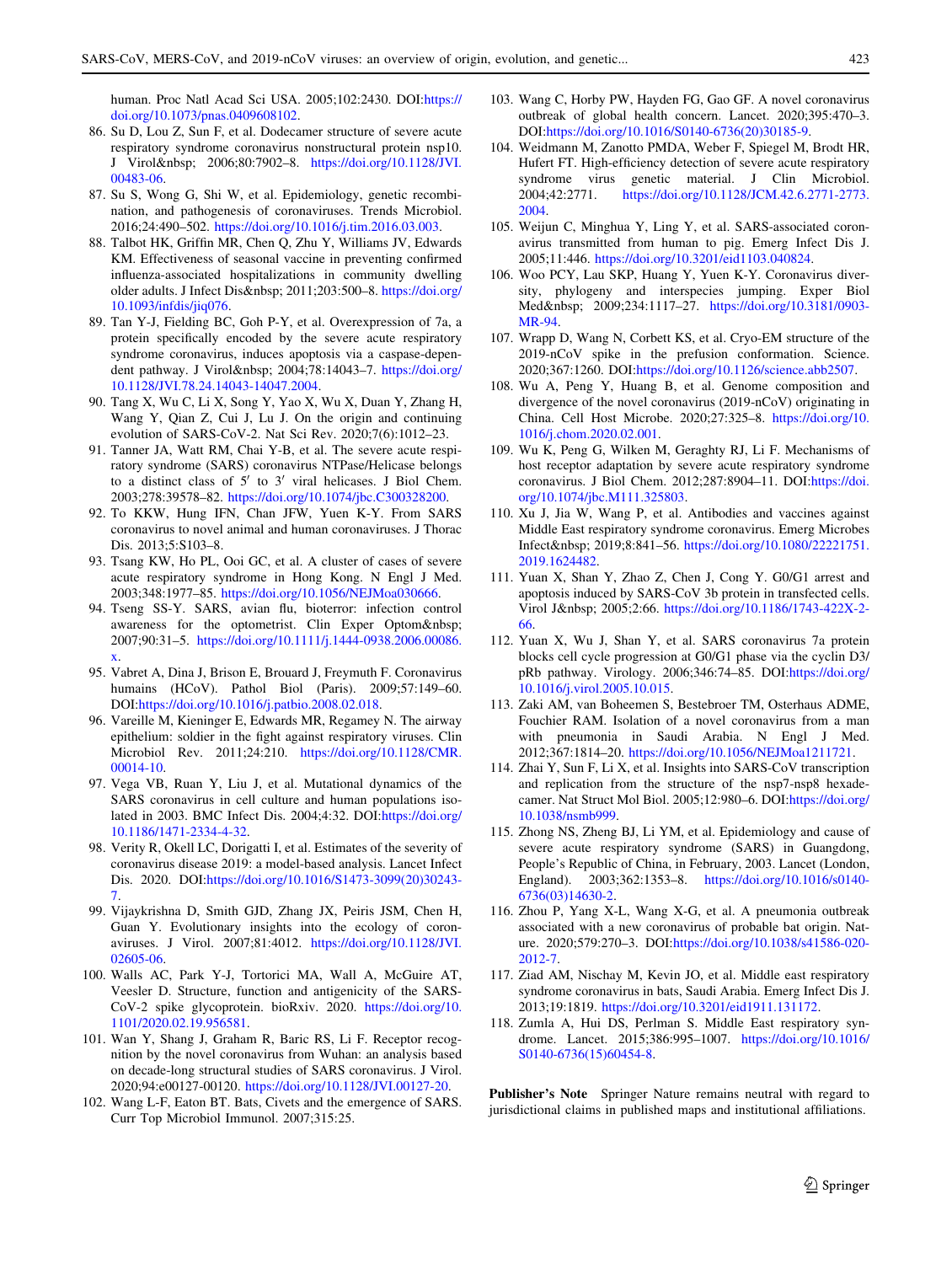human. Proc Natl Acad Sci USA. 2005;102:2430. DOI:https://doi.org/10.1073/pnas.0409608102.

86. Su D, Lou Z, Sun F, et al. Dodecamer structure of severe acute respiratory syndrome coronavirus nonstructural protein nsp10. J Virol&nbsp; 2006;80:7902–8. https://doi.org/10.1128/JVI.00483-06.
87. Su S, Wong G, Shi W, et al. Epidemiology, genetic recombination, and pathogenesis of coronaviruses. Trends Microbiol. 2016;24:490–502. https://doi.org/10.1016/j.tim.2016.03.003.
88. Talbot HK, Griffin MR, Chen Q, Zhu Y, Williams JV, Edwards KM. Effectiveness of seasonal vaccine in preventing confirmed influenza-associated hospitalizations in community dwelling older adults. J Infect Dis&nbsp; 2011;203:500–8. https://doi.org/10.1093/infdis/jiq076.
89. Tan Y-J, Fielding BC, Goh P-Y, et al. Overexpression of 7a, a protein specifically encoded by the severe acute respiratory syndrome coronavirus, induces apoptosis via a caspase-dependent pathway. J Virol&nbsp; 2004;78:14043–7. https://doi.org/10.1128/JVI.78.24.14043-14047.2004.
90. Tang X, Wu C, Li X, Song Y, Yao X, Wu X, Duan Y, Zhang H, Wang Y, Qian Z, Cui J, Lu J. On the origin and continuing evolution of SARS-CoV-2. Nat Sci Rev. 2020;7(6):1012–23.
91. Tanner JA, Watt RM, Chai Y-B, et al. The severe acute respiratory syndrome (SARS) coronavirus NTPase/Helicase belongs to a distinct class of 5′ to 3′ viral helicases. J Biol Chem. 2003;278:39578–82. https://doi.org/10.1074/jbc.C300328200.
92. To KKW, Hung IFN, Chan JFW, Yuen K-Y. From SARS coronavirus to novel animal and human coronaviruses. J Thorac Dis. 2013;5:S103–8.
93. Tsang KW, Ho PL, Ooi GC, et al. A cluster of cases of severe acute respiratory syndrome in Hong Kong. N Engl J Med. 2003;348:1977–85. https://doi.org/10.1056/NEJMoa030666.
94. Tseng SS-Y. SARS, avian flu, bioterror: infection control awareness for the optometrist. Clin Exper Optom&nbsp; 2007;90:31–5. https://doi.org/10.1111/j.1444-0938.2006.00086.x.
95. Vabret A, Dina J, Brison E, Brouard J, Freymuth F. Coronavirus humains (HCoV). Pathol Biol (Paris). 2009;57:149–60. DOI:https://doi.org/10.1016/j.patbio.2008.02.018.
96. Vareille M, Kieninger E, Edwards MR, Regamey N. The airway epithelium: soldier in the fight against respiratory viruses. Clin Microbiol Rev. 2011;24:210. https://doi.org/10.1128/CMR.00014-10.
97. Vega VB, Ruan Y, Liu J, et al. Mutational dynamics of the SARS coronavirus in cell culture and human populations isolated in 2003. BMC Infect Dis. 2004;4:32. DOI:https://doi.org/10.1186/1471-2334-4-32.
98. Verity R, Okell LC, Dorigatti I, et al. Estimates of the severity of coronavirus disease 2019: a model-based analysis. Lancet Infect Dis. 2020. DOI:https://doi.org/10.1016/S1473-3099(20)30243-7.
99. Vijaykrishna D, Smith GJD, Zhang JX, Peiris JSM, Chen H, Guan Y. Evolutionary insights into the ecology of coronaviruses. J Virol. 2007;81:4012. https://doi.org/10.1128/JVI.02605-06.
100. Walls AC, Park Y-J, Tortorici MA, Wall A, McGuire AT, Veesler D. Structure, function and antigenicity of the SARS-CoV-2 spike glycoprotein. bioRxiv. 2020. https://doi.org/10.1101/2020.02.19.956581.
101. Wan Y, Shang J, Graham R, Baric RS, Li F. Receptor recognition by the novel coronavirus from Wuhan: an analysis based on decade-long structural studies of SARS coronavirus. J Virol. 2020;94:e00127-00120. https://doi.org/10.1128/JVI.00127-20.
102. Wang L-F, Eaton BT. Bats, Civets and the emergence of SARS. Curr Top Microbiol Immunol. 2007;315:25.
103. Wang C, Horby PW, Hayden FG, Gao GF. A novel coronavirus outbreak of global health concern. Lancet. 2020;395:470–3. DOI:https://doi.org/10.1016/S0140-6736(20)30185-9.
104. Weidmann M, Zanotto PMDA, Weber F, Spiegel M, Brodt HR, Hufert FT. High-efficiency detection of severe acute respiratory syndrome virus genetic material. J Clin Microbiol. 2004;42:2771. https://doi.org/10.1128/JCM.42.6.2771-2773.2004.
105. Weijun C, Minghua Y, Ling Y, et al. SARS-associated coronavirus transmitted from human to pig. Emerg Infect Dis J. 2005;11:446. https://doi.org/10.3201/eid1103.040824.
106. Woo PCY, Lau SKP, Huang Y, Yuen K-Y. Coronavirus diversity, phylogeny and interspecies jumping. Exper Biol Med&nbsp; 2009;234:1117–27. https://doi.org/10.3181/0903-MR-94.
107. Wrapp D, Wang N, Corbett KS, et al. Cryo-EM structure of the 2019-nCoV spike in the prefusion conformation. Science. 2020;367:1260. DOI:https://doi.org/10.1126/science.abb2507.
108. Wu A, Peng Y, Huang B, et al. Genome composition and divergence of the novel coronavirus (2019-nCoV) originating in China. Cell Host Microbe. 2020;27:325–8. https://doi.org/10.1016/j.chom.2020.02.001.
109. Wu K, Peng G, Wilken M, Geraghty RJ, Li F. Mechanisms of host receptor adaptation by severe acute respiratory syndrome coronavirus. J Biol Chem. 2012;287:8904–11. DOI:https://doi.org/10.1074/jbc.M111.325803.
110. Xu J, Jia W, Wang P, et al. Antibodies and vaccines against Middle East respiratory syndrome coronavirus. Emerg Microbes Infect&nbsp; 2019;8:841–56. https://doi.org/10.1080/22221751.2019.1624482.
111. Yuan X, Shan Y, Zhao Z, Chen J, Cong Y. G0/G1 arrest and apoptosis induced by SARS-CoV 3b protein in transfected cells. Virol J&nbsp; 2005;2:66. https://doi.org/10.1186/1743-422X-2-66.
112. Yuan X, Wu J, Shan Y, et al. SARS coronavirus 7a protein blocks cell cycle progression at G0/G1 phase via the cyclin D3/pRb pathway. Virology. 2006;346:74–85. DOI:https://doi.org/10.1016/j.virol.2005.10.015.
113. Zaki AM, van Boheemen S, Bestebroer TM, Osterhaus ADME, Fouchier RAM. Isolation of a novel coronavirus from a man with pneumonia in Saudi Arabia. N Engl J Med. 2012;367:1814–20. https://doi.org/10.1056/NEJMoa1211721.
114. Zhai Y, Sun F, Li X, et al. Insights into SARS-CoV transcription and replication from the structure of the nsp7-nsp8 hexadecamer. Nat Struct Mol Biol. 2005;12:980–6. DOI:https://doi.org/10.1038/nsmb999.
115. Zhong NS, Zheng BJ, Li YM, et al. Epidemiology and cause of severe acute respiratory syndrome (SARS) in Guangdong, People's Republic of China, in February, 2003. Lancet (London, England). 2003;362:1353–8. https://doi.org/10.1016/s0140-6736(03)14630-2.
116. Zhou P, Yang X-L, Wang X-G, et al. A pneumonia outbreak associated with a new coronavirus of probable bat origin. Nature. 2020;579:270–3. DOI:https://doi.org/10.1038/s41586-020-2012-7.
117. Ziad AM, Nischay M, Kevin JO, et al. Middle east respiratory syndrome coronavirus in bats, Saudi Arabia. Emerg Infect Dis J. 2013;19:1819. https://doi.org/10.3201/eid1911.131172.
118. Zumla A, Hui DS, Perlman S. Middle East respiratory syndrome. Lancet. 2015;386:995–1007. https://doi.org/10.1016/S0140-6736(15)60454-8.

**Publisher's Note** Springer Nature remains neutral with regard to jurisdictional claims in published maps and institutional affiliations.